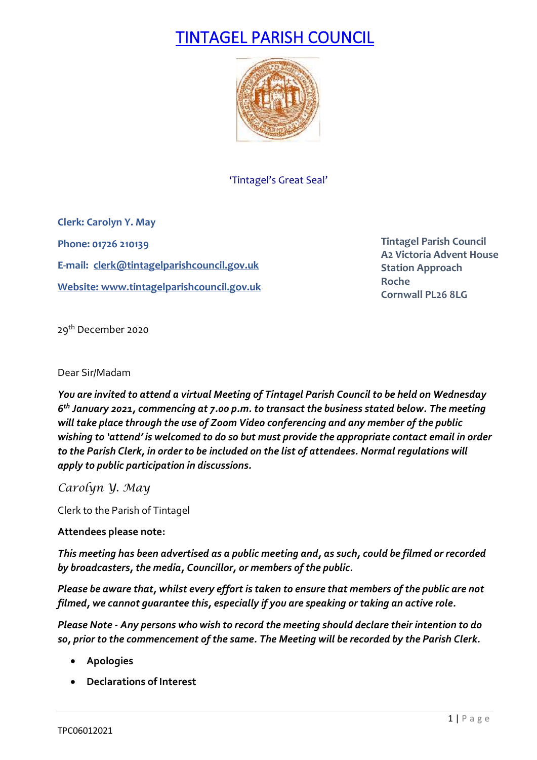# TINTAGEL PARISH COUNCIL

'Tintagel's Great Seal'

**Clerk: Carolyn Y. May**

**Phone: 01726 210139**

**E-mail: clerk@tintagelparishcouncil.gov.uk**

**Website: www.tintagelparishcouncil.gov.uk**

**Tintagel Parish Council**
**A2 Victoria Advent House**
**Station Approach**
**Roche**
**Cornwall PL26 8LG**

29th December 2020

Dear Sir/Madam

***You are invited to attend a virtual Meeting of Tintagel Parish Council to be held on Wednesday 6th January 2021, commencing at 7.00 p.m. to transact the business stated below. The meeting will take place through the use of Zoom Video conferencing and any member of the public wishing to 'attend' is welcomed to do so but must provide the appropriate contact email in order to the Parish Clerk, in order to be included on the list of attendees. Normal regulations will apply to public participation in discussions.***

*Carolyn Y. May*

Clerk to the Parish of Tintagel

**Attendees please note:**

***This meeting has been advertised as a public meeting and, as such, could be filmed or recorded by broadcasters, the media, Councillor, or members of the public.***

***Please be aware that, whilst every effort is taken to ensure that members of the public are not filmed, we cannot guarantee this, especially if you are speaking or taking an active role.***

***Please Note - Any persons who wish to record the meeting should declare their intention to do so, prior to the commencement of the same. The Meeting will be recorded by the Parish Clerk.***

- **Apologies**
- **Declarations of Interest**

TPC06012021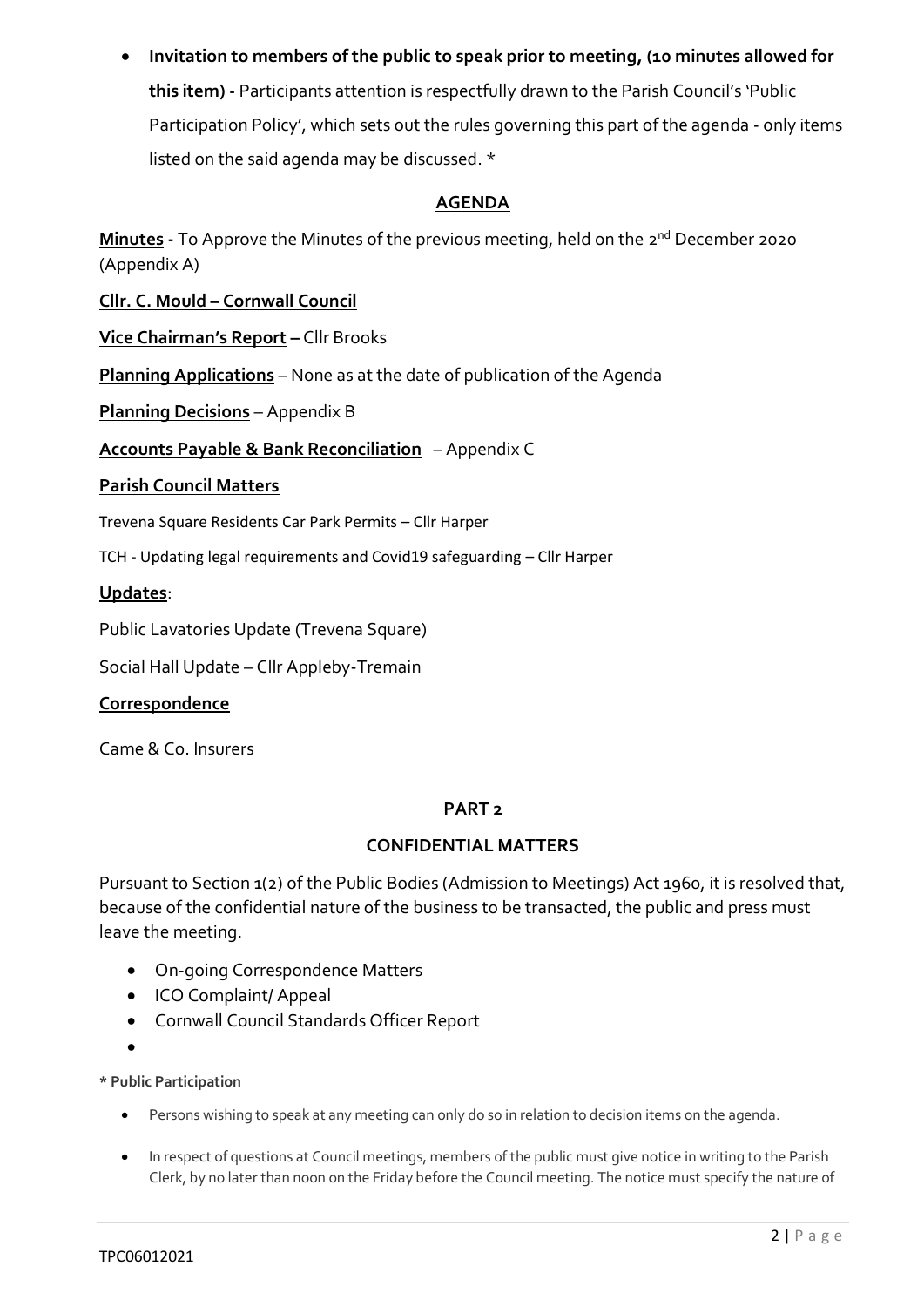- **Invitation to members of the public to speak prior to meeting, (10 minutes allowed for this item) -** Participants attention is respectfully drawn to the Parish Council's 'Public Participation Policy', which sets out the rules governing this part of the agenda - only items listed on the said agenda may be discussed. *

## AGENDA

**Minutes -** To Approve the Minutes of the previous meeting, held on the 2nd December 2020 (Appendix A)

**Cllr. C. Mould – Cornwall Council**

**Vice Chairman's Report –** Cllr Brooks

**Planning Applications** – None as at the date of publication of the Agenda

**Planning Decisions** – Appendix B

**Accounts Payable & Bank Reconciliation** – Appendix C

**Parish Council Matters**

Trevena Square Residents Car Park Permits – Cllr Harper

TCH - Updating legal requirements and Covid19 safeguarding – Cllr Harper

**Updates**:

Public Lavatories Update (Trevena Square)

Social Hall Update – Cllr Appleby-Tremain

**Correspondence**

Came & Co. Insurers

## PART 2

## CONFIDENTIAL MATTERS

Pursuant to Section 1(2) of the Public Bodies (Admission to Meetings) Act 1960, it is resolved that, because of the confidential nature of the business to be transacted, the public and press must leave the meeting.

- On-going Correspondence Matters
- ICO Complaint/ Appeal
- Cornwall Council Standards Officer Report
- 

**\* Public Participation**

- Persons wishing to speak at any meeting can only do so in relation to decision items on the agenda.
- In respect of questions at Council meetings, members of the public must give notice in writing to the Parish Clerk, by no later than noon on the Friday before the Council meeting. The notice must specify the nature of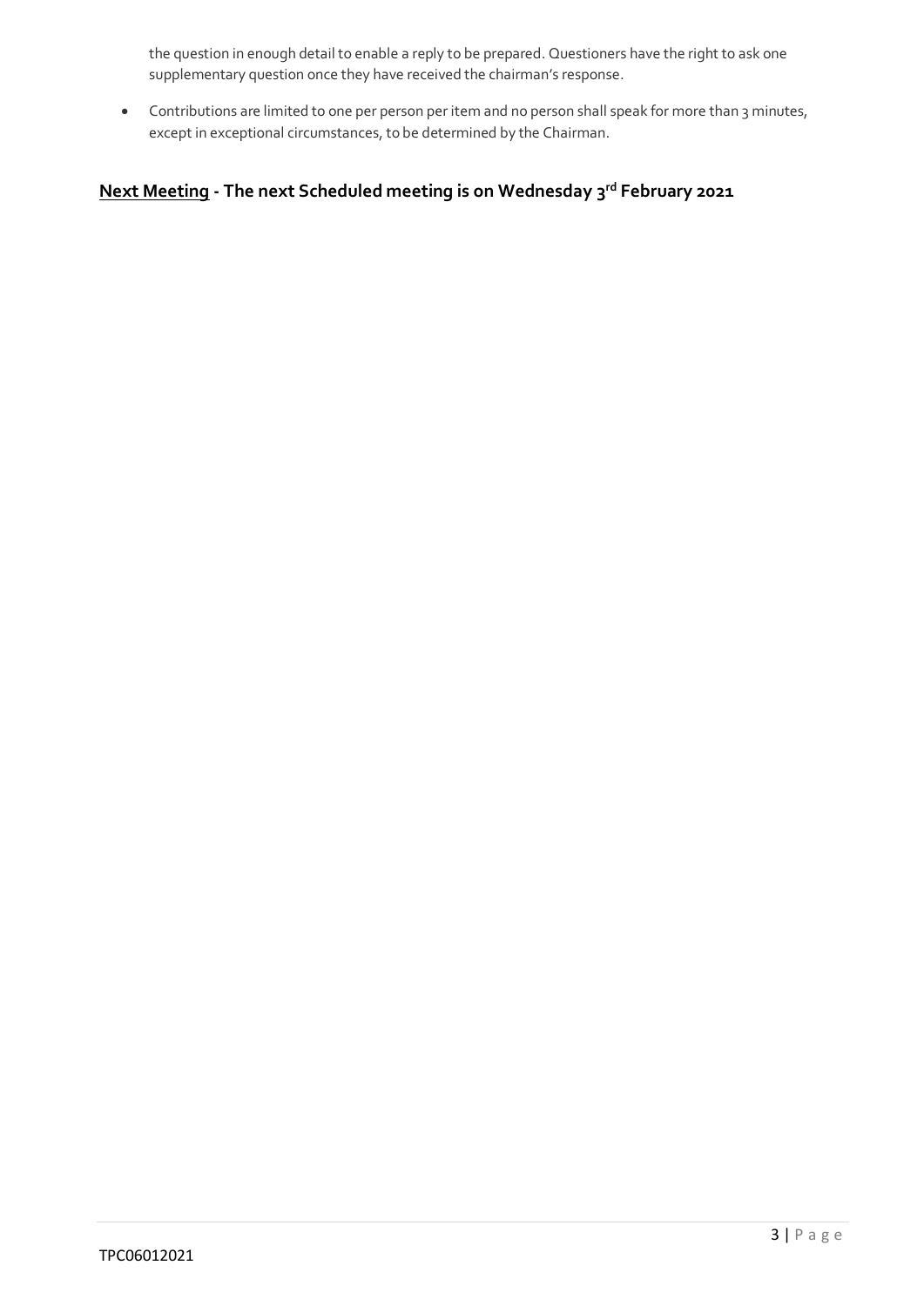the question in enough detail to enable a reply to be prepared. Questioners have the right to ask one supplementary question once they have received the chairman's response.

- Contributions are limited to one per person per item and no person shall speak for more than 3 minutes, except in exceptional circumstances, to be determined by the Chairman.

**Next Meeting - The next Scheduled meeting is on Wednesday 3rd February 2021**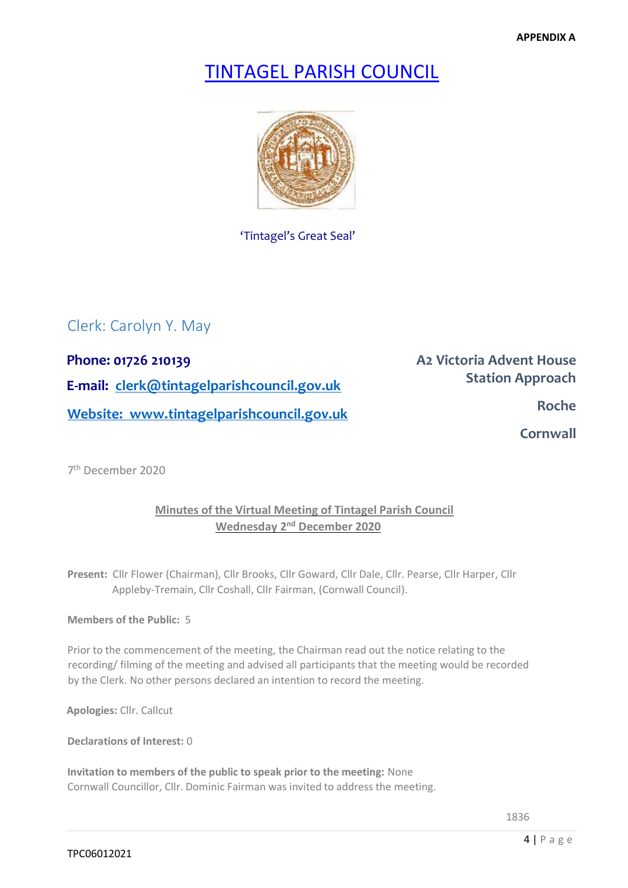APPENDIX A

# TINTAGEL PARISH COUNCIL

'Tintagel's Great Seal'

Clerk: Carolyn Y. May

**Phone: 01726 210139**

**E-mail: clerk@tintagelparishcouncil.gov.uk**

**Website: www.tintagelparishcouncil.gov.uk**

**A2 Victoria Advent House**
**Station Approach**
**Roche**
**Cornwall**

7th December 2020

## Minutes of the Virtual Meeting of Tintagel Parish Council
## Wednesday 2nd December 2020

**Present:** Cllr Flower (Chairman), Cllr Brooks, Cllr Goward, Cllr Dale, Cllr. Pearse, Cllr Harper, Cllr Appleby-Tremain, Cllr Coshall, Cllr Fairman, (Cornwall Council).

**Members of the Public:** 5

Prior to the commencement of the meeting, the Chairman read out the notice relating to the recording/ filming of the meeting and advised all participants that the meeting would be recorded by the Clerk. No other persons declared an intention to record the meeting.

**Apologies:** Cllr. Callcut

**Declarations of Interest:** 0

**Invitation to members of the public to speak prior to the meeting:** None
Cornwall Councillor, Cllr. Dominic Fairman was invited to address the meeting.

1836

TPC06012021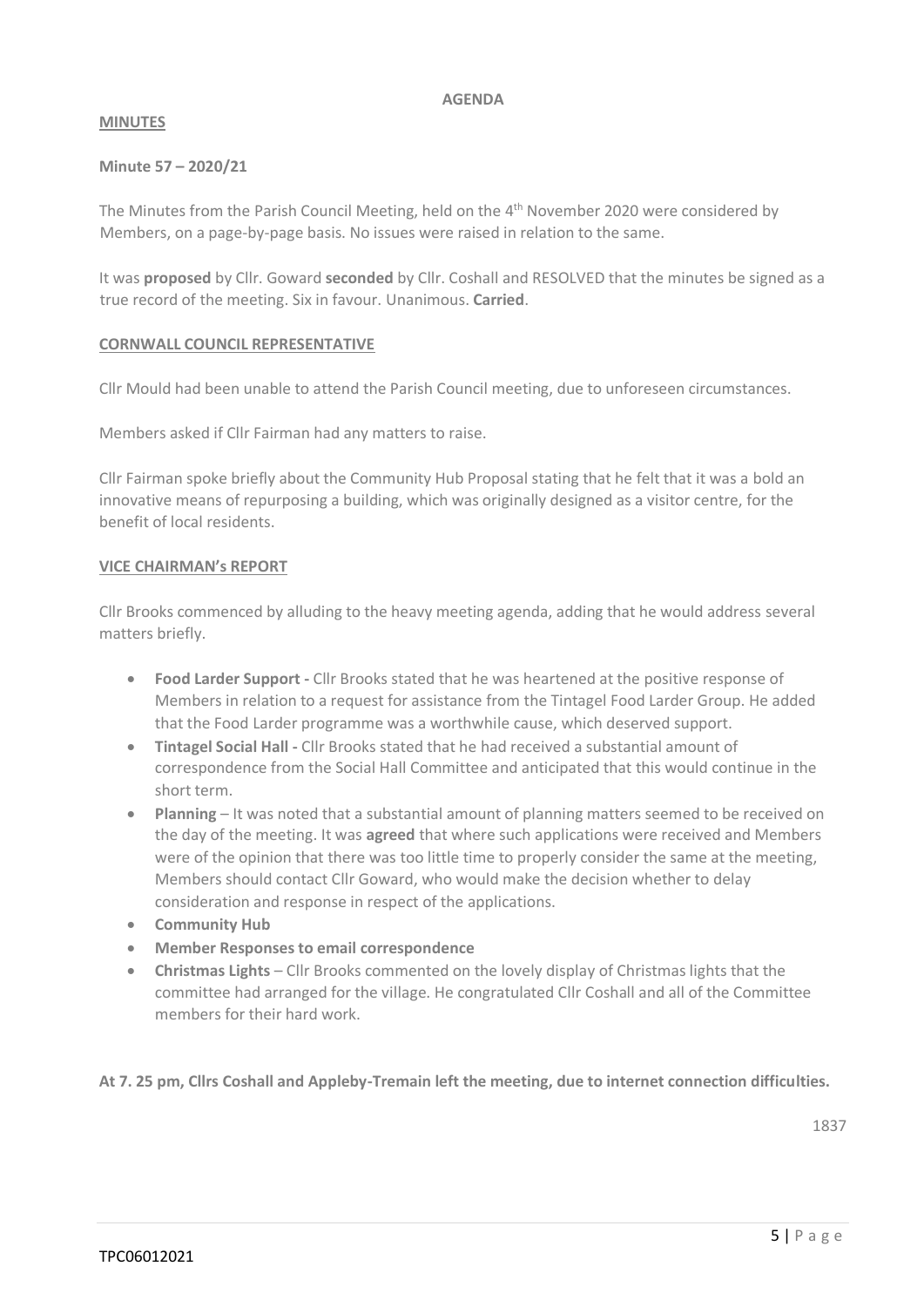**AGENDA**

**MINUTES**

**Minute 57 – 2020/21**

The Minutes from the Parish Council Meeting, held on the 4th November 2020 were considered by Members, on a page-by-page basis. No issues were raised in relation to the same.

It was **proposed** by Cllr. Goward **seconded** by Cllr. Coshall and RESOLVED that the minutes be signed as a true record of the meeting. Six in favour. Unanimous. **Carried**.

**CORNWALL COUNCIL REPRESENTATIVE**

Cllr Mould had been unable to attend the Parish Council meeting, due to unforeseen circumstances.

Members asked if Cllr Fairman had any matters to raise.

Cllr Fairman spoke briefly about the Community Hub Proposal stating that he felt that it was a bold an innovative means of repurposing a building, which was originally designed as a visitor centre, for the benefit of local residents.

**VICE CHAIRMAN's REPORT**

Cllr Brooks commenced by alluding to the heavy meeting agenda, adding that he would address several matters briefly.

- **Food Larder Support -** Cllr Brooks stated that he was heartened at the positive response of Members in relation to a request for assistance from the Tintagel Food Larder Group. He added that the Food Larder programme was a worthwhile cause, which deserved support.
- **Tintagel Social Hall -** Cllr Brooks stated that he had received a substantial amount of correspondence from the Social Hall Committee and anticipated that this would continue in the short term.
- **Planning** – It was noted that a substantial amount of planning matters seemed to be received on the day of the meeting. It was **agreed** that where such applications were received and Members were of the opinion that there was too little time to properly consider the same at the meeting, Members should contact Cllr Goward, who would make the decision whether to delay consideration and response in respect of the applications.
- **Community Hub**
- **Member Responses to email correspondence**
- **Christmas Lights** – Cllr Brooks commented on the lovely display of Christmas lights that the committee had arranged for the village. He congratulated Cllr Coshall and all of the Committee members for their hard work.

**At 7. 25 pm, Cllrs Coshall and Appleby-Tremain left the meeting, due to internet connection difficulties.**

1837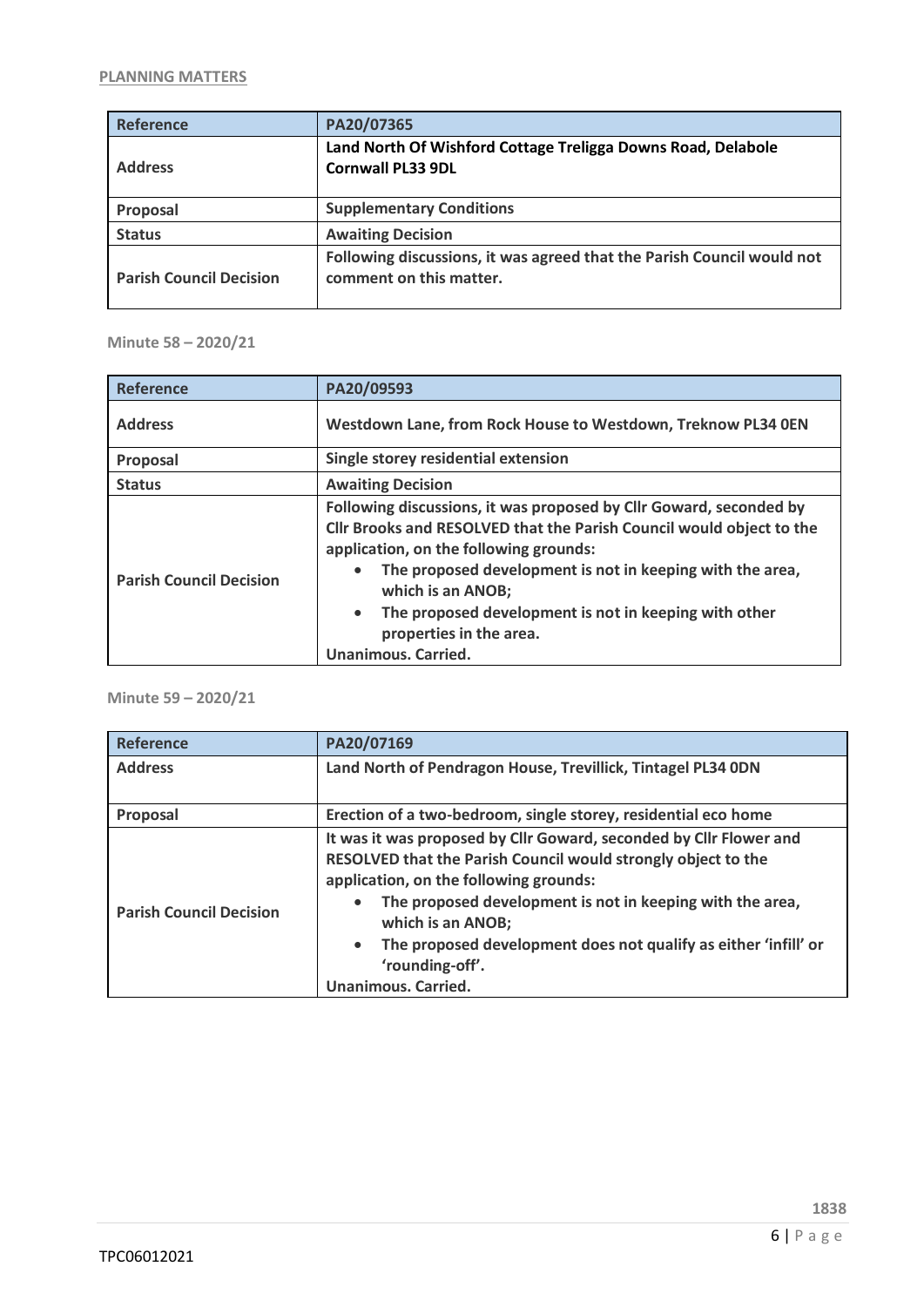**PLANNING MATTERS**

| Reference | PA20/07365 |
|---|---|
| Address | **Land North Of Wishford Cottage Treligga Downs Road, Delabole Cornwall PL33 9DL** |
| Proposal | **Supplementary Conditions** |
| Status | **Awaiting Decision** |
| Parish Council Decision | **Following discussions, it was agreed that the Parish Council would not comment on this matter.** |

**Minute 58 – 2020/21**

| Reference | PA20/09593 |
|---|---|
| Address | **Westdown Lane, from Rock House to Westdown, Treknow PL34 0EN** |
| Proposal | **Single storey residential extension** |
| Status | **Awaiting Decision** |
| Parish Council Decision | **Following discussions, it was proposed by Cllr Goward, seconded by Cllr Brooks and RESOLVED that the Parish Council would object to the application, on the following grounds:** <br>• **The proposed development is not in keeping with the area, which is an ANOB;** <br>• **The proposed development is not in keeping with other properties in the area.** <br>**Unanimous. Carried.** |

**Minute 59 – 2020/21**

| Reference | PA20/07169 |
|---|---|
| Address | **Land North of Pendragon House, Trevillick, Tintagel PL34 0DN** |
| Proposal | **Erection of a two-bedroom, single storey, residential eco home** |
| Parish Council Decision | **It was it was proposed by Cllr Goward, seconded by Cllr Flower and RESOLVED that the Parish Council would strongly object to the application, on the following grounds:** <br>• **The proposed development is not in keeping with the area, which is an ANOB;** <br>• **The proposed development does not qualify as either 'infill' or 'rounding-off'.** <br>**Unanimous. Carried.** |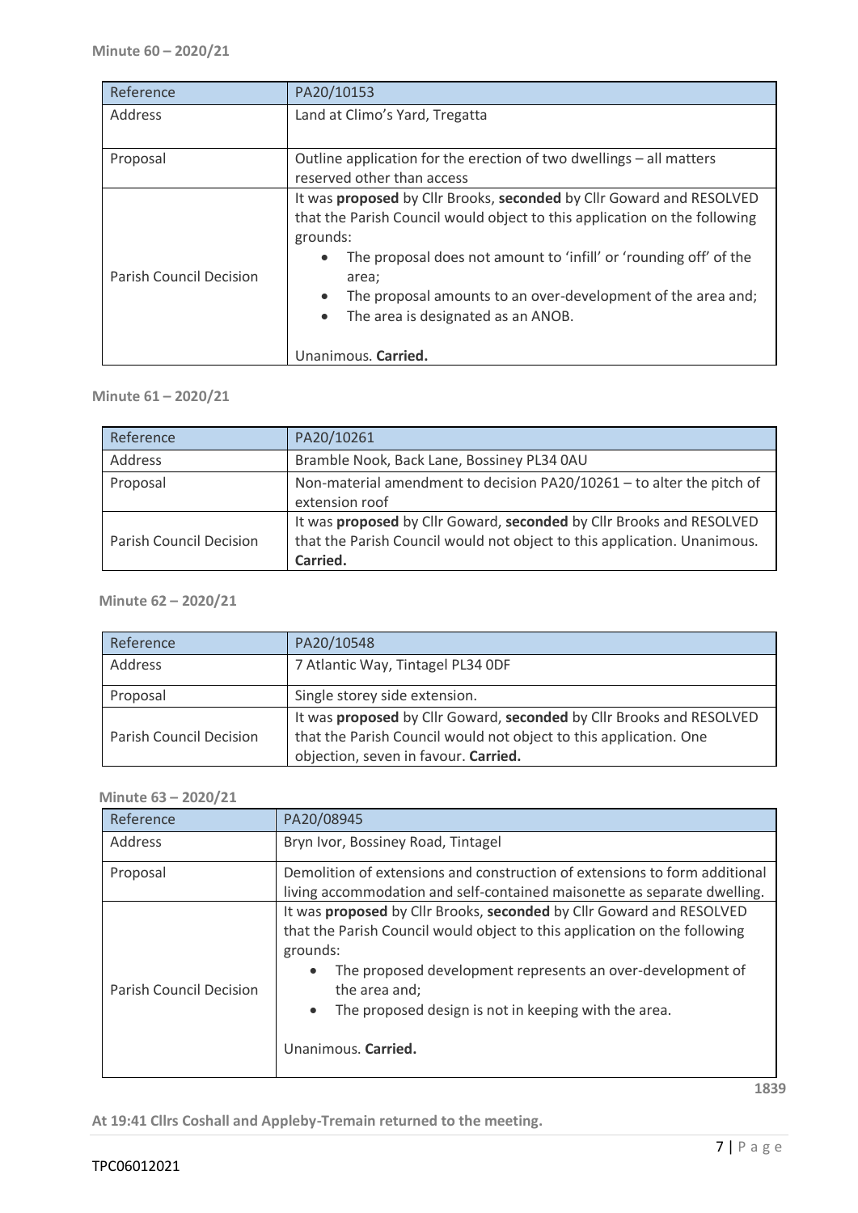**Minute 60 – 2020/21**

| Reference | PA20/10153 |
|---|---|
| Address | Land at Climo's Yard, Tregatta |
| Proposal | Outline application for the erection of two dwellings – all matters reserved other than access |
| Parish Council Decision | It was **proposed** by Cllr Brooks, **seconded** by Cllr Goward and RESOLVED that the Parish Council would object to this application on the following grounds:<br>• The proposal does not amount to 'infill' or 'rounding off' of the area;<br>• The proposal amounts to an over-development of the area and;<br>• The area is designated as an ANOB.<br><br>Unanimous. **Carried.** |

**Minute 61 – 2020/21**

| Reference | PA20/10261 |
|---|---|
| Address | Bramble Nook, Back Lane, Bossiney PL34 0AU |
| Proposal | Non-material amendment to decision PA20/10261 – to alter the pitch of extension roof |
| Parish Council Decision | It was **proposed** by Cllr Goward, **seconded** by Cllr Brooks and RESOLVED that the Parish Council would not object to this application. Unanimous. **Carried.** |

**Minute 62 – 2020/21**

| Reference | PA20/10548 |
|---|---|
| Address | 7 Atlantic Way, Tintagel PL34 0DF |
| Proposal | Single storey side extension. |
| Parish Council Decision | It was **proposed** by Cllr Goward, **seconded** by Cllr Brooks and RESOLVED that the Parish Council would not object to this application. One objection, seven in favour. **Carried.** |

**Minute 63 – 2020/21**

| Reference | PA20/08945 |
|---|---|
| Address | Bryn Ivor, Bossiney Road, Tintagel |
| Proposal | Demolition of extensions and construction of extensions to form additional living accommodation and self-contained maisonette as separate dwelling. |
| Parish Council Decision | It was **proposed** by Cllr Brooks, **seconded** by Cllr Goward and RESOLVED that the Parish Council would object to this application on the following grounds:<br>• The proposed development represents an over-development of the area and;<br>• The proposed design is not in keeping with the area.<br><br>Unanimous. **Carried.** |

1839

**At 19:41 Cllrs Coshall and Appleby-Tremain returned to the meeting.**

TPC06012021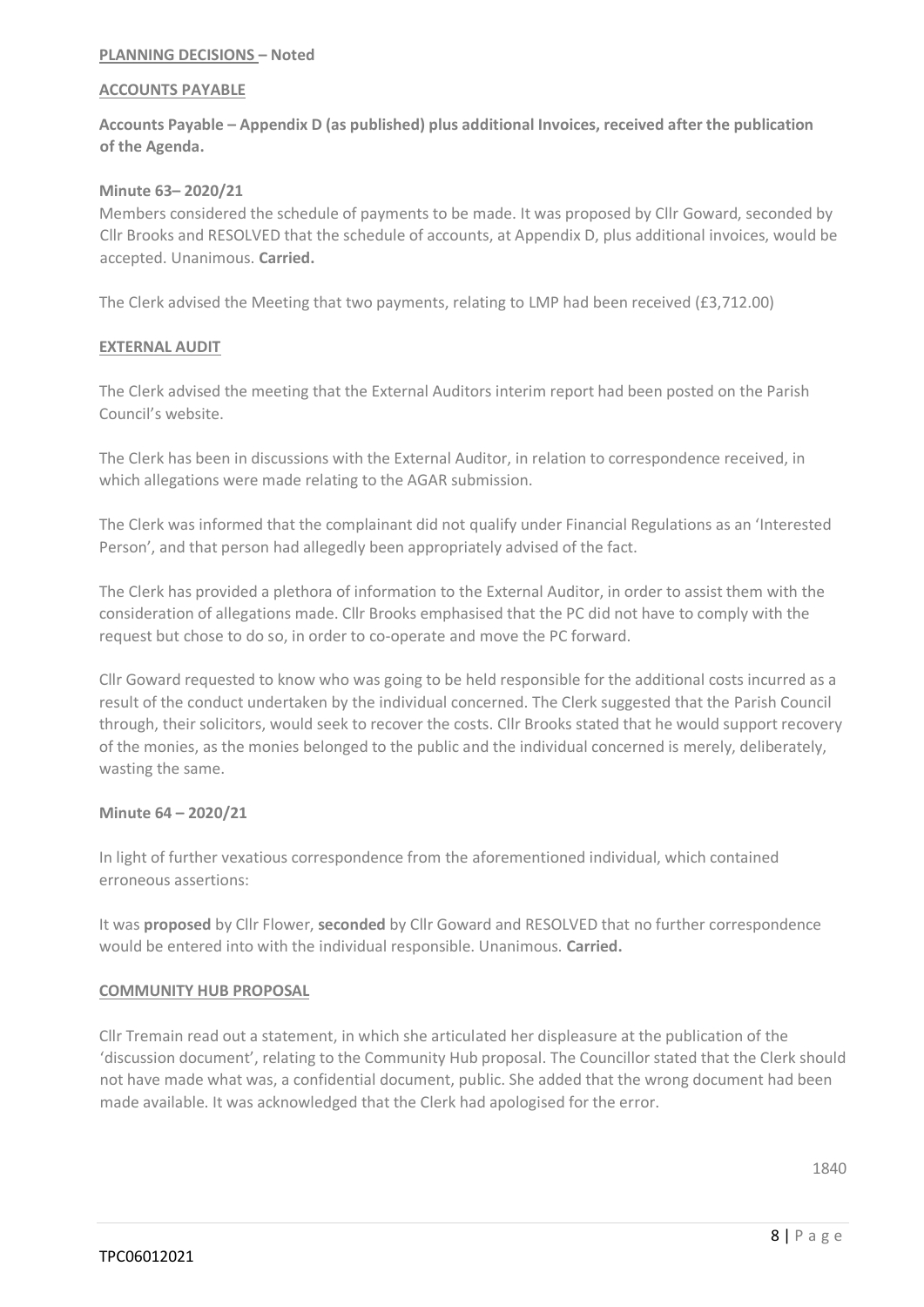**PLANNING DECISIONS – Noted**

**ACCOUNTS PAYABLE**

**Accounts Payable – Appendix D (as published) plus additional Invoices, received after the publication of the Agenda.**

**Minute 63– 2020/21**

Members considered the schedule of payments to be made. It was proposed by Cllr Goward, seconded by Cllr Brooks and RESOLVED that the schedule of accounts, at Appendix D, plus additional invoices, would be accepted. Unanimous. **Carried.**

The Clerk advised the Meeting that two payments, relating to LMP had been received (£3,712.00)

**EXTERNAL AUDIT**

The Clerk advised the meeting that the External Auditors interim report had been posted on the Parish Council's website.

The Clerk has been in discussions with the External Auditor, in relation to correspondence received, in which allegations were made relating to the AGAR submission.

The Clerk was informed that the complainant did not qualify under Financial Regulations as an 'Interested Person', and that person had allegedly been appropriately advised of the fact.

The Clerk has provided a plethora of information to the External Auditor, in order to assist them with the consideration of allegations made. Cllr Brooks emphasised that the PC did not have to comply with the request but chose to do so, in order to co-operate and move the PC forward.

Cllr Goward requested to know who was going to be held responsible for the additional costs incurred as a result of the conduct undertaken by the individual concerned. The Clerk suggested that the Parish Council through, their solicitors, would seek to recover the costs. Cllr Brooks stated that he would support recovery of the monies, as the monies belonged to the public and the individual concerned is merely, deliberately, wasting the same.

**Minute 64 – 2020/21**

In light of further vexatious correspondence from the aforementioned individual, which contained erroneous assertions:

It was **proposed** by Cllr Flower, **seconded** by Cllr Goward and RESOLVED that no further correspondence would be entered into with the individual responsible. Unanimous. **Carried.**

**COMMUNITY HUB PROPOSAL**

Cllr Tremain read out a statement, in which she articulated her displeasure at the publication of the 'discussion document', relating to the Community Hub proposal. The Councillor stated that the Clerk should not have made what was, a confidential document, public. She added that the wrong document had been made available. It was acknowledged that the Clerk had apologised for the error.

1840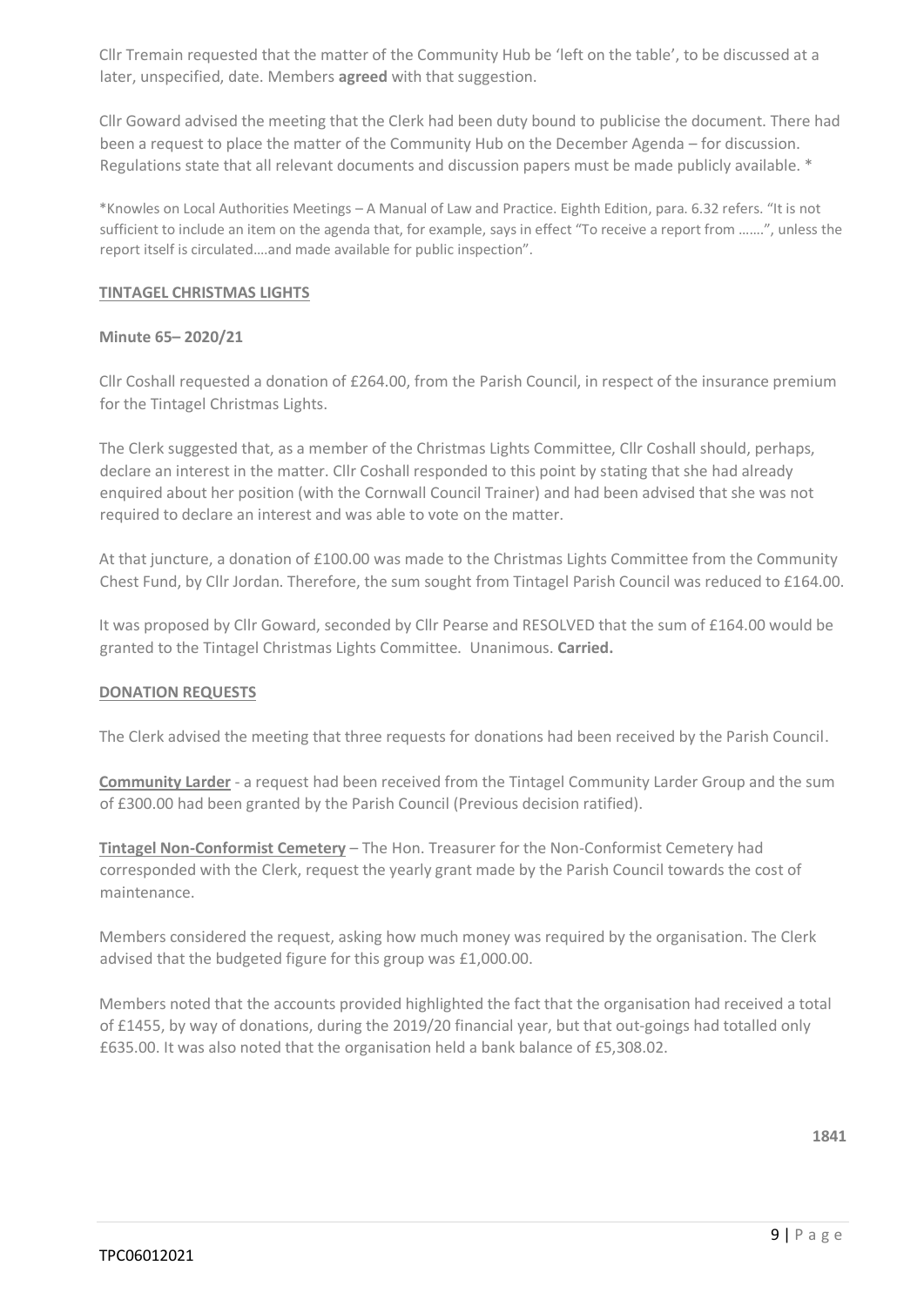Cllr Tremain requested that the matter of the Community Hub be 'left on the table', to be discussed at a later, unspecified, date. Members **agreed** with that suggestion.

Cllr Goward advised the meeting that the Clerk had been duty bound to publicise the document. There had been a request to place the matter of the Community Hub on the December Agenda – for discussion. Regulations state that all relevant documents and discussion papers must be made publicly available. *

*Knowles on Local Authorities Meetings – A Manual of Law and Practice. Eighth Edition, para. 6.32 refers. "It is not sufficient to include an item on the agenda that, for example, says in effect "To receive a report from …….", unless the report itself is circulated….and made available for public inspection".

**TINTAGEL CHRISTMAS LIGHTS**

**Minute 65– 2020/21**

Cllr Coshall requested a donation of £264.00, from the Parish Council, in respect of the insurance premium for the Tintagel Christmas Lights.

The Clerk suggested that, as a member of the Christmas Lights Committee, Cllr Coshall should, perhaps, declare an interest in the matter. Cllr Coshall responded to this point by stating that she had already enquired about her position (with the Cornwall Council Trainer) and had been advised that she was not required to declare an interest and was able to vote on the matter.

At that juncture, a donation of £100.00 was made to the Christmas Lights Committee from the Community Chest Fund, by Cllr Jordan. Therefore, the sum sought from Tintagel Parish Council was reduced to £164.00.

It was proposed by Cllr Goward, seconded by Cllr Pearse and RESOLVED that the sum of £164.00 would be granted to the Tintagel Christmas Lights Committee. Unanimous. **Carried.**

**DONATION REQUESTS**

The Clerk advised the meeting that three requests for donations had been received by the Parish Council.

**Community Larder** - a request had been received from the Tintagel Community Larder Group and the sum of £300.00 had been granted by the Parish Council (Previous decision ratified).

**Tintagel Non-Conformist Cemetery** – The Hon. Treasurer for the Non-Conformist Cemetery had corresponded with the Clerk, request the yearly grant made by the Parish Council towards the cost of maintenance.

Members considered the request, asking how much money was required by the organisation. The Clerk advised that the budgeted figure for this group was £1,000.00.

Members noted that the accounts provided highlighted the fact that the organisation had received a total of £1455, by way of donations, during the 2019/20 financial year, but that out-goings had totalled only £635.00. It was also noted that the organisation held a bank balance of £5,308.02.

**1841**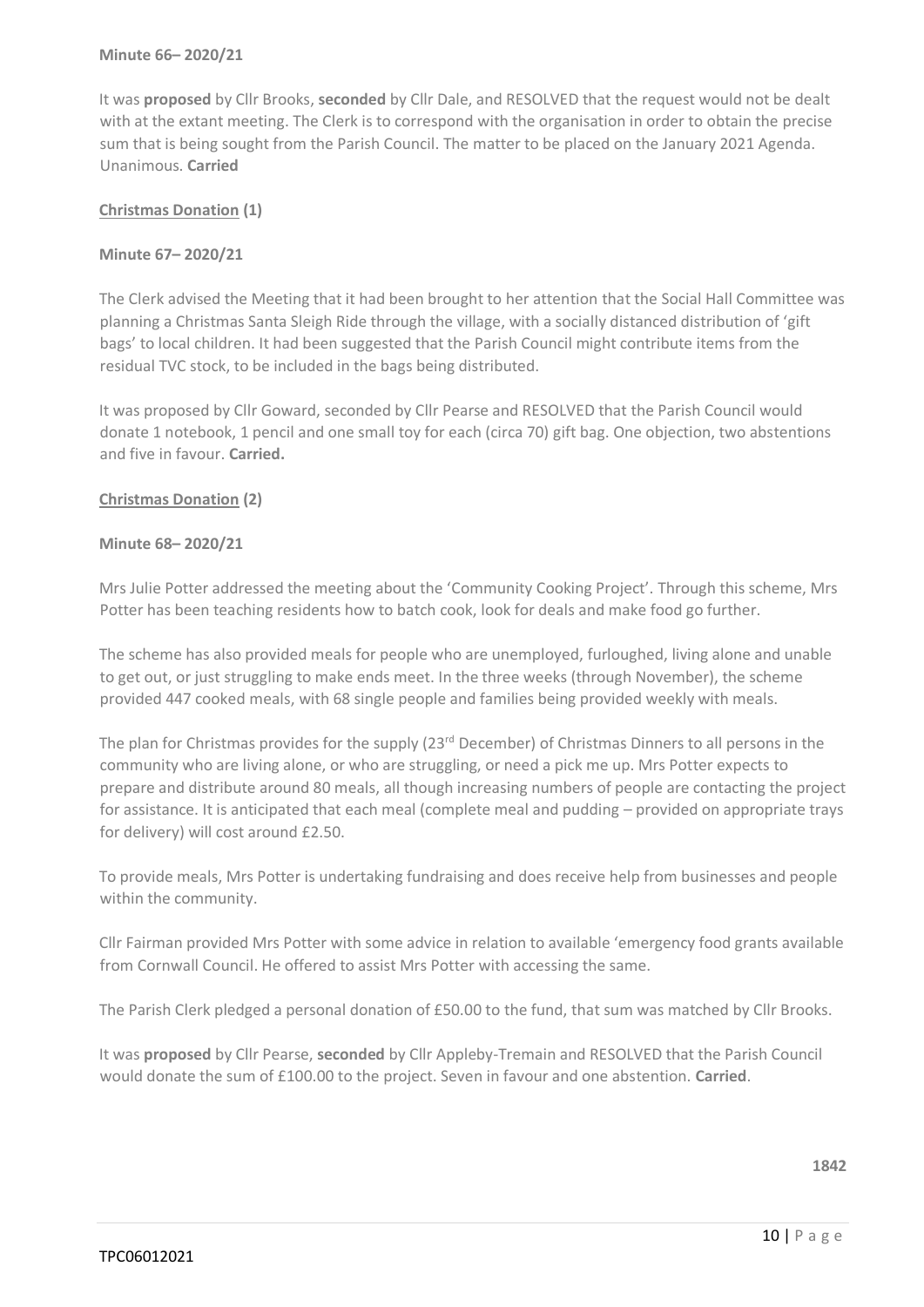**Minute 66– 2020/21**

It was **proposed** by Cllr Brooks, **seconded** by Cllr Dale, and RESOLVED that the request would not be dealt with at the extant meeting. The Clerk is to correspond with the organisation in order to obtain the precise sum that is being sought from the Parish Council. The matter to be placed on the January 2021 Agenda. Unanimous. **Carried**

**Christmas Donation (1)**

**Minute 67– 2020/21**

The Clerk advised the Meeting that it had been brought to her attention that the Social Hall Committee was planning a Christmas Santa Sleigh Ride through the village, with a socially distanced distribution of 'gift bags' to local children. It had been suggested that the Parish Council might contribute items from the residual TVC stock, to be included in the bags being distributed.

It was proposed by Cllr Goward, seconded by Cllr Pearse and RESOLVED that the Parish Council would donate 1 notebook, 1 pencil and one small toy for each (circa 70) gift bag. One objection, two abstentions and five in favour. **Carried.**

**Christmas Donation (2)**

**Minute 68– 2020/21**

Mrs Julie Potter addressed the meeting about the 'Community Cooking Project'. Through this scheme, Mrs Potter has been teaching residents how to batch cook, look for deals and make food go further.

The scheme has also provided meals for people who are unemployed, furloughed, living alone and unable to get out, or just struggling to make ends meet. In the three weeks (through November), the scheme provided 447 cooked meals, with 68 single people and families being provided weekly with meals.

The plan for Christmas provides for the supply (23rd December) of Christmas Dinners to all persons in the community who are living alone, or who are struggling, or need a pick me up. Mrs Potter expects to prepare and distribute around 80 meals, all though increasing numbers of people are contacting the project for assistance. It is anticipated that each meal (complete meal and pudding – provided on appropriate trays for delivery) will cost around £2.50.

To provide meals, Mrs Potter is undertaking fundraising and does receive help from businesses and people within the community.

Cllr Fairman provided Mrs Potter with some advice in relation to available 'emergency food grants available from Cornwall Council. He offered to assist Mrs Potter with accessing the same.

The Parish Clerk pledged a personal donation of £50.00 to the fund, that sum was matched by Cllr Brooks.

It was **proposed** by Cllr Pearse, **seconded** by Cllr Appleby-Tremain and RESOLVED that the Parish Council would donate the sum of £100.00 to the project. Seven in favour and one abstention. **Carried**.

**1842**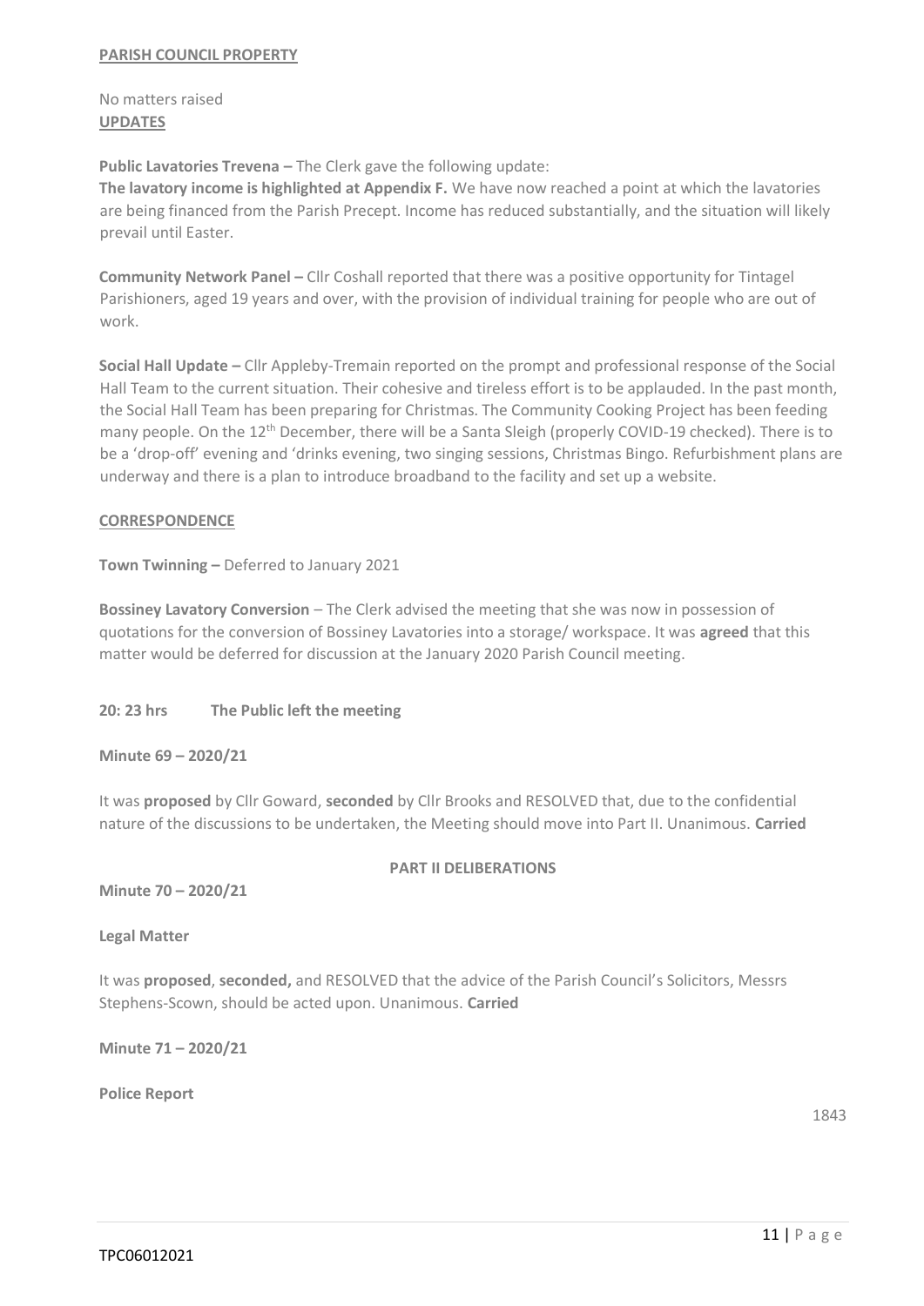**PARISH COUNCIL PROPERTY**

No matters raised

**UPDATES**

**Public Lavatories Trevena –** The Clerk gave the following update:

**The lavatory income is highlighted at Appendix F.** We have now reached a point at which the lavatories are being financed from the Parish Precept. Income has reduced substantially, and the situation will likely prevail until Easter.

**Community Network Panel –** Cllr Coshall reported that there was a positive opportunity for Tintagel Parishioners, aged 19 years and over, with the provision of individual training for people who are out of work.

**Social Hall Update –** Cllr Appleby-Tremain reported on the prompt and professional response of the Social Hall Team to the current situation. Their cohesive and tireless effort is to be applauded. In the past month, the Social Hall Team has been preparing for Christmas. The Community Cooking Project has been feeding many people. On the 12th December, there will be a Santa Sleigh (properly COVID-19 checked). There is to be a 'drop-off' evening and 'drinks evening, two singing sessions, Christmas Bingo. Refurbishment plans are underway and there is a plan to introduce broadband to the facility and set up a website.

**CORRESPONDENCE**

**Town Twinning –** Deferred to January 2021

**Bossiney Lavatory Conversion** – The Clerk advised the meeting that she was now in possession of quotations for the conversion of Bossiney Lavatories into a storage/ workspace. It was **agreed** that this matter would be deferred for discussion at the January 2020 Parish Council meeting.

**20: 23 hrs The Public left the meeting**

**Minute 69 – 2020/21**

It was **proposed** by Cllr Goward, **seconded** by Cllr Brooks and RESOLVED that, due to the confidential nature of the discussions to be undertaken, the Meeting should move into Part II. Unanimous. **Carried**

**PART II DELIBERATIONS**

**Minute 70 – 2020/21**

**Legal Matter**

It was **proposed**, **seconded,** and RESOLVED that the advice of the Parish Council's Solicitors, Messrs Stephens-Scown, should be acted upon. Unanimous. **Carried**

**Minute 71 – 2020/21**

**Police Report**

1843

TPC06012021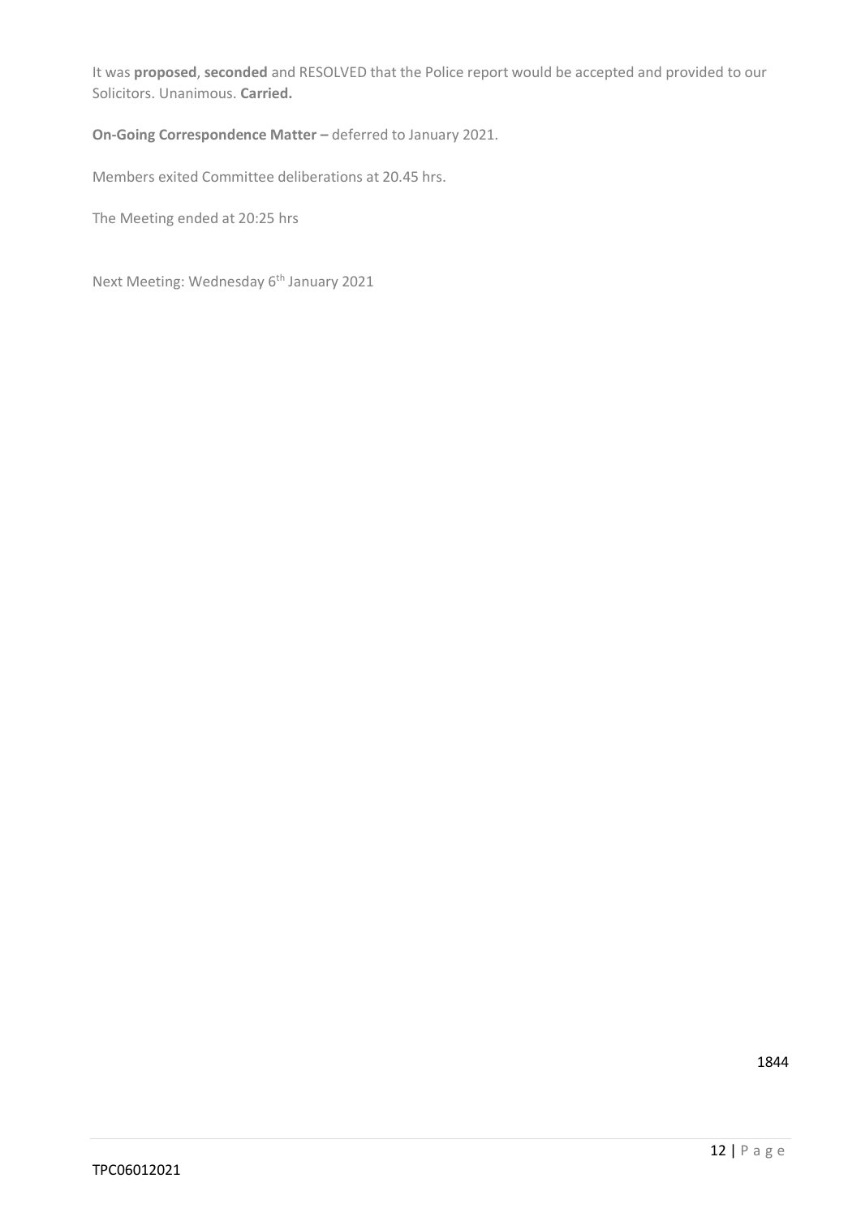It was **proposed**, **seconded** and RESOLVED that the Police report would be accepted and provided to our Solicitors. Unanimous. **Carried.**

**On-Going Correspondence Matter –** deferred to January 2021.

Members exited Committee deliberations at 20.45 hrs.

The Meeting ended at 20:25 hrs

Next Meeting: Wednesday 6th January 2021

1844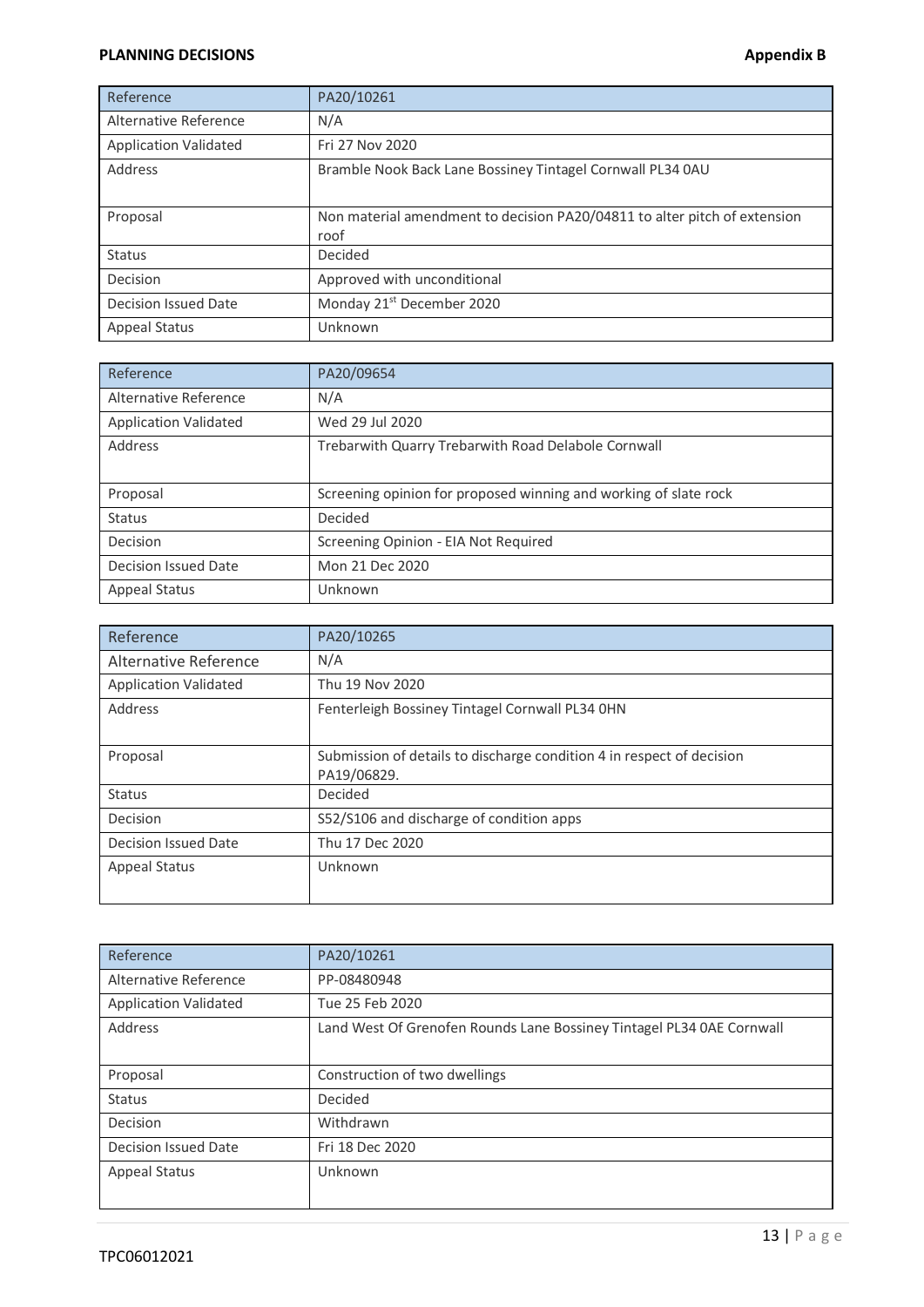**PLANNING DECISIONS** **Appendix B**

| Reference | PA20/10261 |
|---|---|
| Alternative Reference | N/A |
| Application Validated | Fri 27 Nov 2020 |
| Address | Bramble Nook Back Lane Bossiney Tintagel Cornwall PL34 0AU |
| Proposal | Non material amendment to decision PA20/04811 to alter pitch of extension roof |
| Status | Decided |
| Decision | Approved with unconditional |
| Decision Issued Date | Monday 21st December 2020 |
| Appeal Status | Unknown |

| Reference | PA20/09654 |
|---|---|
| Alternative Reference | N/A |
| Application Validated | Wed 29 Jul 2020 |
| Address | Trebarwith Quarry Trebarwith Road Delabole Cornwall |
| Proposal | Screening opinion for proposed winning and working of slate rock |
| Status | Decided |
| Decision | Screening Opinion - EIA Not Required |
| Decision Issued Date | Mon 21 Dec 2020 |
| Appeal Status | Unknown |

| Reference | PA20/10265 |
|---|---|
| Alternative Reference | N/A |
| Application Validated | Thu 19 Nov 2020 |
| Address | Fenterleigh Bossiney Tintagel Cornwall PL34 0HN |
| Proposal | Submission of details to discharge condition 4 in respect of decision PA19/06829. |
| Status | Decided |
| Decision | S52/S106 and discharge of condition apps |
| Decision Issued Date | Thu 17 Dec 2020 |
| Appeal Status | Unknown |

| Reference | PA20/10261 |
|---|---|
| Alternative Reference | PP-08480948 |
| Application Validated | Tue 25 Feb 2020 |
| Address | Land West Of Grenofen Rounds Lane Bossiney Tintagel PL34 0AE Cornwall |
| Proposal | Construction of two dwellings |
| Status | Decided |
| Decision | Withdrawn |
| Decision Issued Date | Fri 18 Dec 2020 |
| Appeal Status | Unknown |

TPC06012021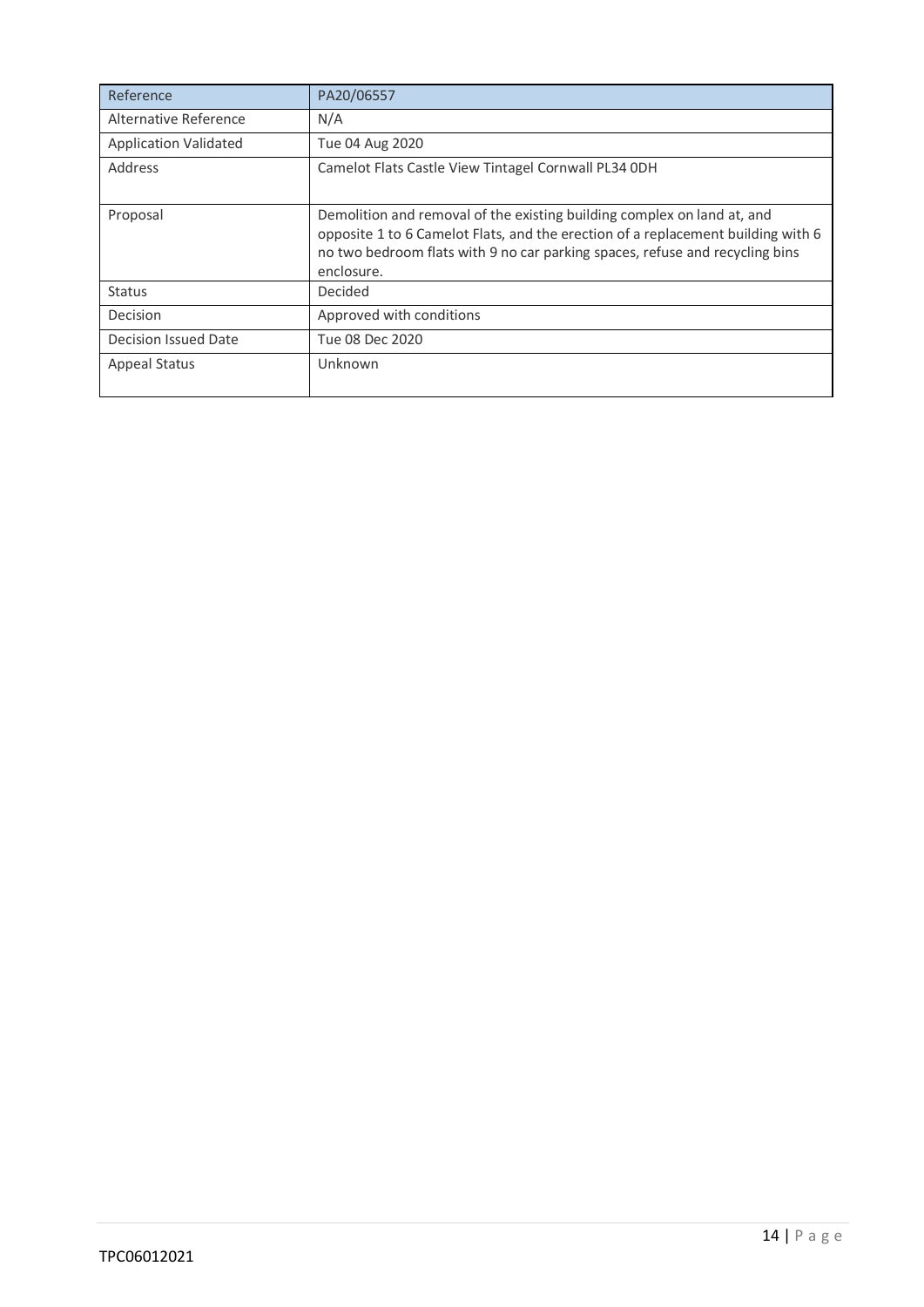| Reference | PA20/06557 |
| --- | --- |
| Alternative Reference | N/A |
| Application Validated | Tue 04 Aug 2020 |
| Address | Camelot Flats Castle View Tintagel Cornwall PL34 0DH |
| Proposal | Demolition and removal of the existing building complex on land at, and opposite 1 to 6 Camelot Flats, and the erection of a replacement building with 6 no two bedroom flats with 9 no car parking spaces, refuse and recycling bins enclosure. |
| Status | Decided |
| Decision | Approved with conditions |
| Decision Issued Date | Tue 08 Dec 2020 |
| Appeal Status | Unknown |

TPC06012021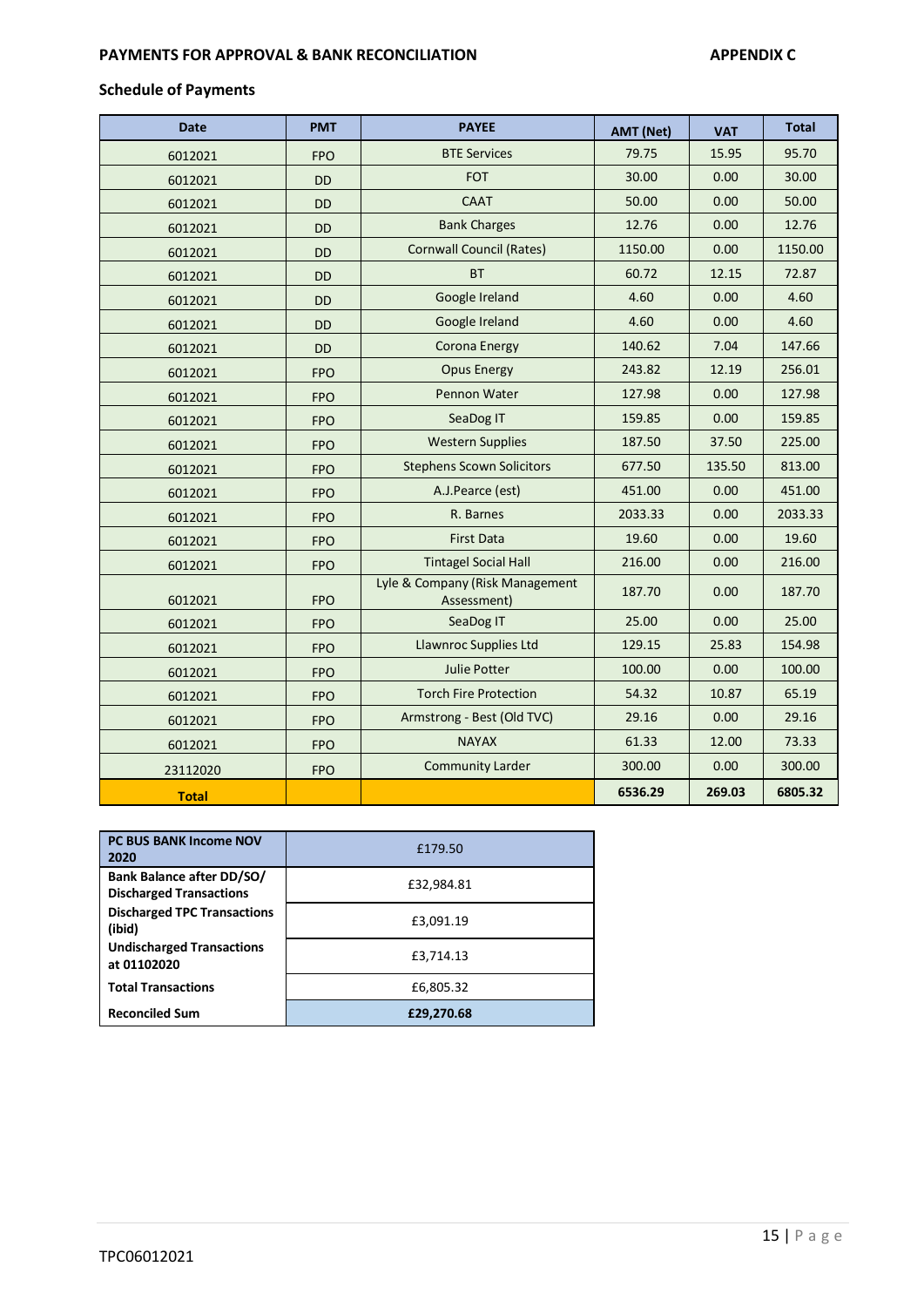**PAYMENTS FOR APPROVAL & BANK RECONCILIATION** **APPENDIX C**

**Schedule of Payments**

| Date | PMT | PAYEE | AMT (Net) | VAT | Total |
|---|---|---|---|---|---|
| 6012021 | FPO | BTE Services | 79.75 | 15.95 | 95.70 |
| 6012021 | DD | FOT | 30.00 | 0.00 | 30.00 |
| 6012021 | DD | CAAT | 50.00 | 0.00 | 50.00 |
| 6012021 | DD | Bank Charges | 12.76 | 0.00 | 12.76 |
| 6012021 | DD | Cornwall Council (Rates) | 1150.00 | 0.00 | 1150.00 |
| 6012021 | DD | BT | 60.72 | 12.15 | 72.87 |
| 6012021 | DD | Google Ireland | 4.60 | 0.00 | 4.60 |
| 6012021 | DD | Google Ireland | 4.60 | 0.00 | 4.60 |
| 6012021 | DD | Corona Energy | 140.62 | 7.04 | 147.66 |
| 6012021 | FPO | Opus Energy | 243.82 | 12.19 | 256.01 |
| 6012021 | FPO | Pennon Water | 127.98 | 0.00 | 127.98 |
| 6012021 | FPO | SeaDog IT | 159.85 | 0.00 | 159.85 |
| 6012021 | FPO | Western Supplies | 187.50 | 37.50 | 225.00 |
| 6012021 | FPO | Stephens Scown Solicitors | 677.50 | 135.50 | 813.00 |
| 6012021 | FPO | A.J.Pearce (est) | 451.00 | 0.00 | 451.00 |
| 6012021 | FPO | R. Barnes | 2033.33 | 0.00 | 2033.33 |
| 6012021 | FPO | First Data | 19.60 | 0.00 | 19.60 |
| 6012021 | FPO | Tintagel Social Hall | 216.00 | 0.00 | 216.00 |
| 6012021 | FPO | Lyle & Company (Risk Management Assessment) | 187.70 | 0.00 | 187.70 |
| 6012021 | FPO | SeaDog IT | 25.00 | 0.00 | 25.00 |
| 6012021 | FPO | Llawnroc Supplies Ltd | 129.15 | 25.83 | 154.98 |
| 6012021 | FPO | Julie Potter | 100.00 | 0.00 | 100.00 |
| 6012021 | FPO | Torch Fire Protection | 54.32 | 10.87 | 65.19 |
| 6012021 | FPO | Armstrong - Best (Old TVC) | 29.16 | 0.00 | 29.16 |
| 6012021 | FPO | NAYAX | 61.33 | 12.00 | 73.33 |
| 23112020 | FPO | Community Larder | 300.00 | 0.00 | 300.00 |
| **Total** | | | **6536.29** | **269.03** | **6805.32** |

| **PC BUS BANK Income NOV 2020** | £179.50 |
|---|---|
| **Bank Balance after DD/SO/ Discharged Transactions** | £32,984.81 |
| **Discharged TPC Transactions (ibid)** | £3,091.19 |
| **Undischarged Transactions at 01102020** | £3,714.13 |
| **Total Transactions** | £6,805.32 |
| **Reconciled Sum** | **£29,270.68** |

TPC06012021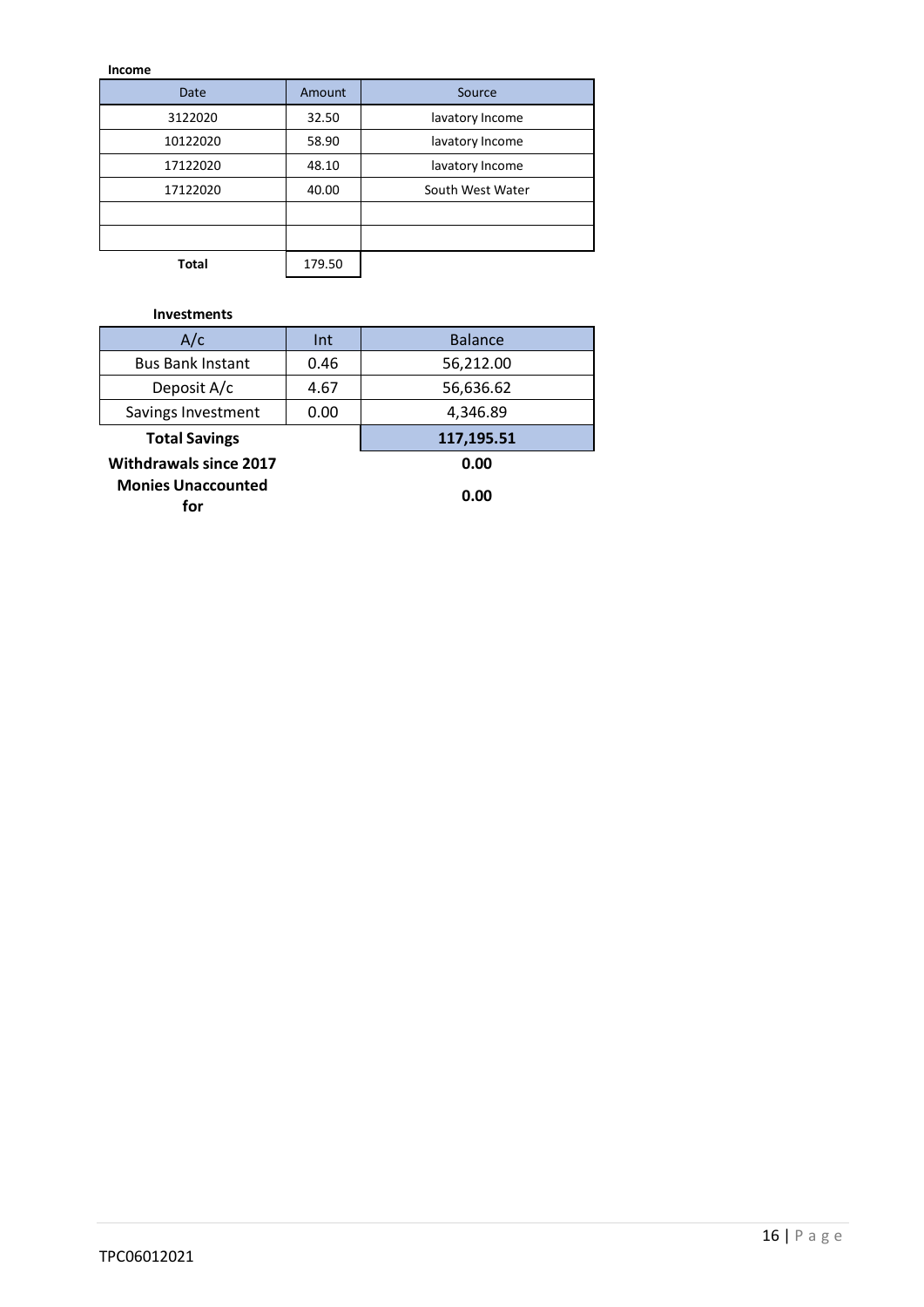**Income**

| Date | Amount | Source |
|---|---|---|
| 3122020 | 32.50 | lavatory Income |
| 10122020 | 58.90 | lavatory Income |
| 17122020 | 48.10 | lavatory Income |
| 17122020 | 40.00 | South West Water |
| | | |
| | | |
| **Total** | 179.50 | |

**Investments**

| A/c | Int | Balance |
|---|---|---|
| Bus Bank Instant | 0.46 | 56,212.00 |
| Deposit A/c | 4.67 | 56,636.62 |
| Savings Investment | 0.00 | 4,346.89 |
| **Total Savings** | | **117,195.51** |
| **Withdrawals since 2017** | | **0.00** |
| **Monies Unaccounted for** | | **0.00** |

TPC06012021